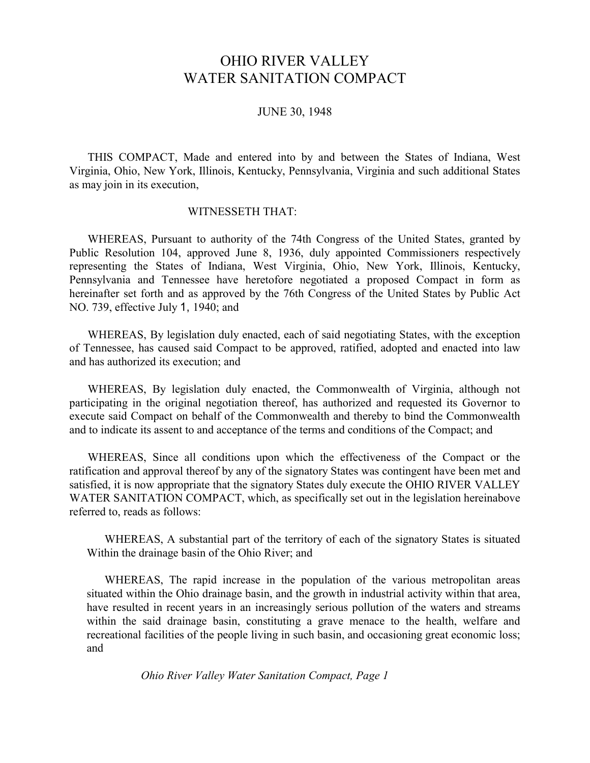# OHIO RIVER VALLEY
# WATER SANITATION COMPACT

JUNE 30, 1948

THIS COMPACT, Made and entered into by and between the States of Indiana, West Virginia, Ohio, New York, Illinois, Kentucky, Pennsylvania, Virginia and such additional States as may join in its execution,

WITNESSETH THAT:

WHEREAS, Pursuant to authority of the 74th Congress of the United States, granted by Public Resolution 104, approved June 8, 1936, duly appointed Commissioners respectively representing the States of Indiana, West Virginia, Ohio, New York, Illinois, Kentucky, Pennsylvania and Tennessee have heretofore negotiated a proposed Compact in form as hereinafter set forth and as approved by the 76th Congress of the United States by Public Act NO. 739, effective July 1, 1940; and

WHEREAS, By legislation duly enacted, each of said negotiating States, with the exception of Tennessee, has caused said Compact to be approved, ratified, adopted and enacted into law and has authorized its execution; and

WHEREAS, By legislation duly enacted, the Commonwealth of Virginia, although not participating in the original negotiation thereof, has authorized and requested its Governor to execute said Compact on behalf of the Commonwealth and thereby to bind the Commonwealth and to indicate its assent to and acceptance of the terms and conditions of the Compact; and

WHEREAS, Since all conditions upon which the effectiveness of the Compact or the ratification and approval thereof by any of the signatory States was contingent have been met and satisfied, it is now appropriate that the signatory States duly execute the OHIO RIVER VALLEY WATER SANITATION COMPACT, which, as specifically set out in the legislation hereinabove referred to, reads as follows:

> WHEREAS, A substantial part of the territory of each of the signatory States is situated Within the drainage basin of the Ohio River; and
>
> WHEREAS, The rapid increase in the population of the various metropolitan areas situated within the Ohio drainage basin, and the growth in industrial activity within that area, have resulted in recent years in an increasingly serious pollution of the waters and streams within the said drainage basin, constituting a grave menace to the health, welfare and recreational facilities of the people living in such basin, and occasioning great economic loss; and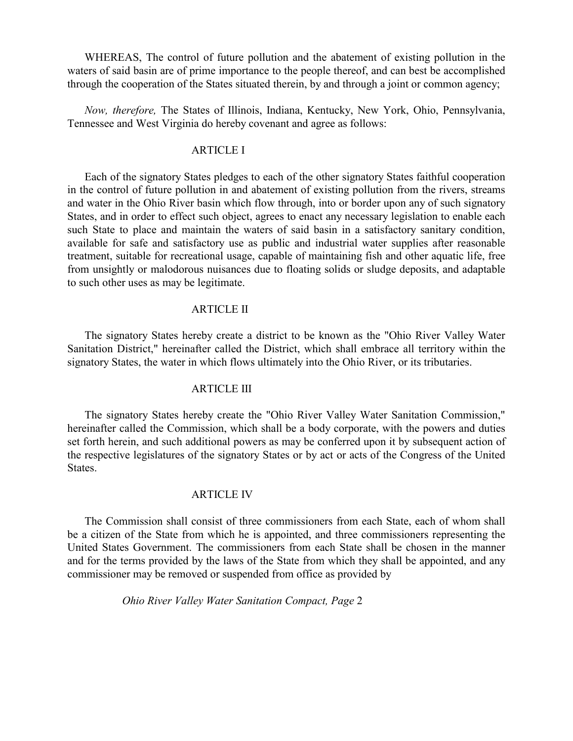WHEREAS, The control of future pollution and the abatement of existing pollution in the waters of said basin are of prime importance to the people thereof, and can best be accomplished through the cooperation of the States situated therein, by and through a joint or common agency;

*Now, therefore,* The States of Illinois, Indiana, Kentucky, New York, Ohio, Pennsylvania, Tennessee and West Virginia do hereby covenant and agree as follows:

## ARTICLE I

Each of the signatory States pledges to each of the other signatory States faithful cooperation in the control of future pollution in and abatement of existing pollution from the rivers, streams and water in the Ohio River basin which flow through, into or border upon any of such signatory States, and in order to effect such object, agrees to enact any necessary legislation to enable each such State to place and maintain the waters of said basin in a satisfactory sanitary condition, available for safe and satisfactory use as public and industrial water supplies after reasonable treatment, suitable for recreational usage, capable of maintaining fish and other aquatic life, free from unsightly or malodorous nuisances due to floating solids or sludge deposits, and adaptable to such other uses as may be legitimate.

## ARTICLE II

The signatory States hereby create a district to be known as the "Ohio River Valley Water Sanitation District," hereinafter called the District, which shall embrace all territory within the signatory States, the water in which flows ultimately into the Ohio River, or its tributaries.

## ARTICLE III

The signatory States hereby create the "Ohio River Valley Water Sanitation Commission," hereinafter called the Commission, which shall be a body corporate, with the powers and duties set forth herein, and such additional powers as may be conferred upon it by subsequent action of the respective legislatures of the signatory States or by act or acts of the Congress of the United States.

## ARTICLE IV

The Commission shall consist of three commissioners from each State, each of whom shall be a citizen of the State from which he is appointed, and three commissioners representing the United States Government. The commissioners from each State shall be chosen in the manner and for the terms provided by the laws of the State from which they shall be appointed, and any commissioner may be removed or suspended from office as provided by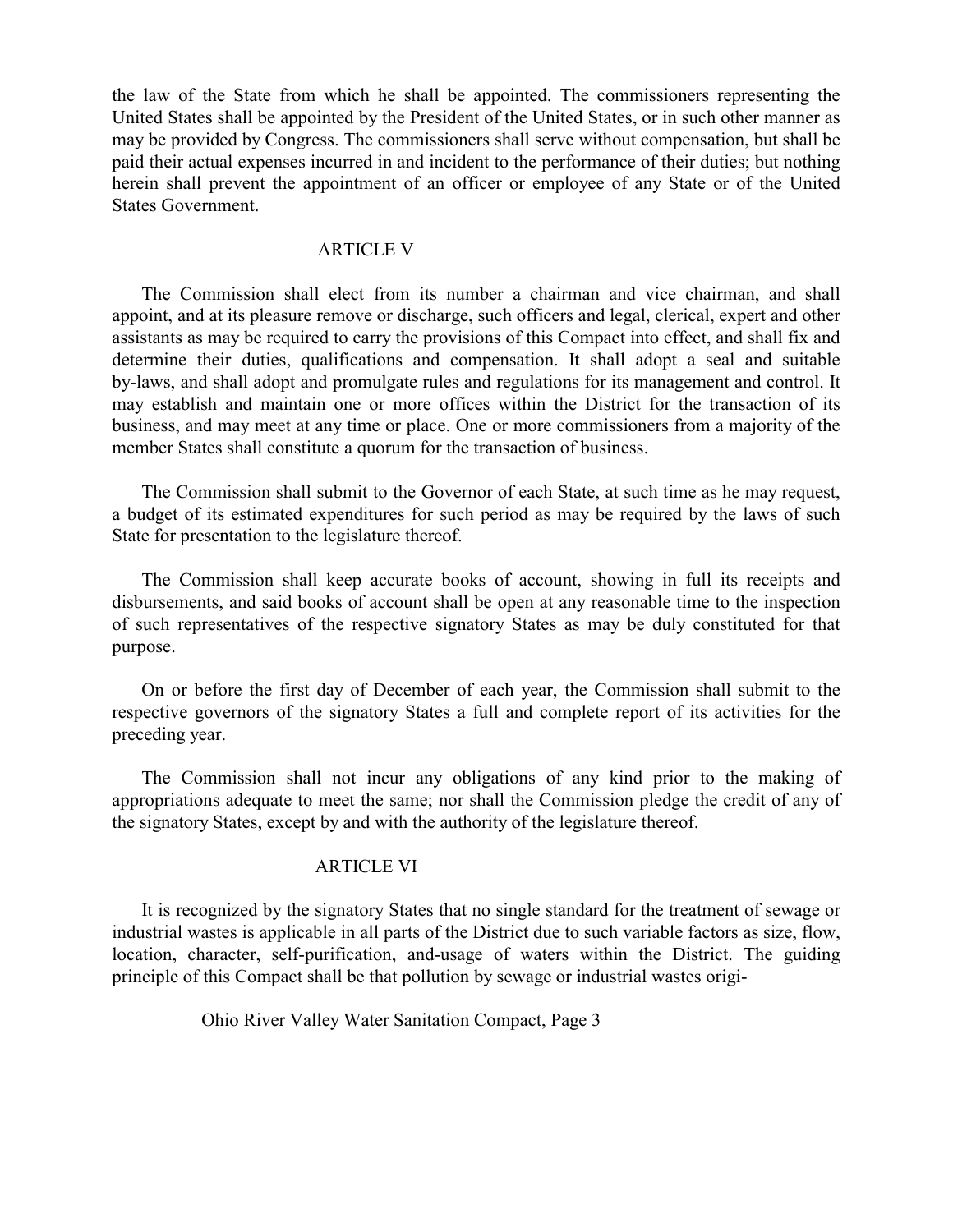the law of the State from which he shall be appointed. The commissioners representing the United States shall be appointed by the President of the United States, or in such other manner as may be provided by Congress. The commissioners shall serve without compensation, but shall be paid their actual expenses incurred in and incident to the performance of their duties; but nothing herein shall prevent the appointment of an officer or employee of any State or of the United States Government.

## ARTICLE V

The Commission shall elect from its number a chairman and vice chairman, and shall appoint, and at its pleasure remove or discharge, such officers and legal, clerical, expert and other assistants as may be required to carry the provisions of this Compact into effect, and shall fix and determine their duties, qualifications and compensation. It shall adopt a seal and suitable by-laws, and shall adopt and promulgate rules and regulations for its management and control. It may establish and maintain one or more offices within the District for the transaction of its business, and may meet at any time or place. One or more commissioners from a majority of the member States shall constitute a quorum for the transaction of business.

The Commission shall submit to the Governor of each State, at such time as he may request, a budget of its estimated expenditures for such period as may be required by the laws of such State for presentation to the legislature thereof.

The Commission shall keep accurate books of account, showing in full its receipts and disbursements, and said books of account shall be open at any reasonable time to the inspection of such representatives of the respective signatory States as may be duly constituted for that purpose.

On or before the first day of December of each year, the Commission shall submit to the respective governors of the signatory States a full and complete report of its activities for the preceding year.

The Commission shall not incur any obligations of any kind prior to the making of appropriations adequate to meet the same; nor shall the Commission pledge the credit of any of the signatory States, except by and with the authority of the legislature thereof.

## ARTICLE VI

It is recognized by the signatory States that no single standard for the treatment of sewage or industrial wastes is applicable in all parts of the District due to such variable factors as size, flow, location, character, self-purification, and-usage of waters within the District. The guiding principle of this Compact shall be that pollution by sewage or industrial wastes origi-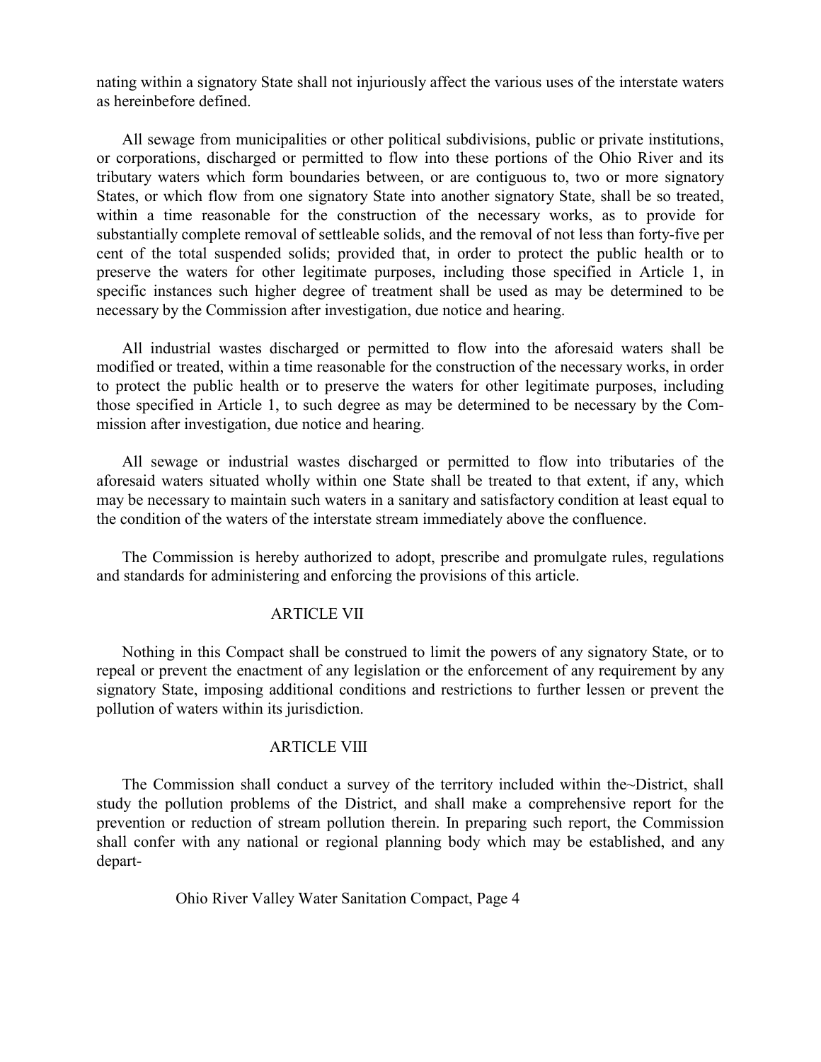nating within a signatory State shall not injuriously affect the various uses of the interstate waters as hereinbefore defined.

All sewage from municipalities or other political subdivisions, public or private institutions, or corporations, discharged or permitted to flow into these portions of the Ohio River and its tributary waters which form boundaries between, or are contiguous to, two or more signatory States, or which flow from one signatory State into another signatory State, shall be so treated, within a time reasonable for the construction of the necessary works, as to provide for substantially complete removal of settleable solids, and the removal of not less than forty-five per cent of the total suspended solids; provided that, in order to protect the public health or to preserve the waters for other legitimate purposes, including those specified in Article 1, in specific instances such higher degree of treatment shall be used as may be determined to be necessary by the Commission after investigation, due notice and hearing.

All industrial wastes discharged or permitted to flow into the aforesaid waters shall be modified or treated, within a time reasonable for the construction of the necessary works, in order to protect the public health or to preserve the waters for other legitimate purposes, including those specified in Article 1, to such degree as may be determined to be necessary by the Commission after investigation, due notice and hearing.

All sewage or industrial wastes discharged or permitted to flow into tributaries of the aforesaid waters situated wholly within one State shall be treated to that extent, if any, which may be necessary to maintain such waters in a sanitary and satisfactory condition at least equal to the condition of the waters of the interstate stream immediately above the confluence.

The Commission is hereby authorized to adopt, prescribe and promulgate rules, regulations and standards for administering and enforcing the provisions of this article.

## ARTICLE VII

Nothing in this Compact shall be construed to limit the powers of any signatory State, or to repeal or prevent the enactment of any legislation or the enforcement of any requirement by any signatory State, imposing additional conditions and restrictions to further lessen or prevent the pollution of waters within its jurisdiction.

## ARTICLE VIII

The Commission shall conduct a survey of the territory included within the~District, shall study the pollution problems of the District, and shall make a comprehensive report for the prevention or reduction of stream pollution therein. In preparing such report, the Commission shall confer with any national or regional planning body which may be established, and any depart-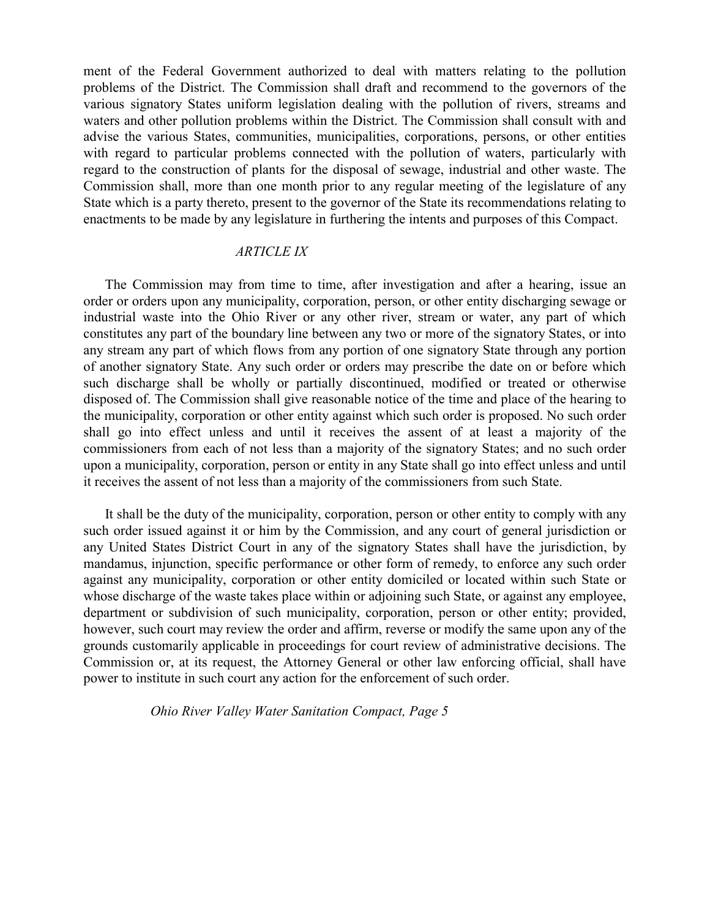ment of the Federal Government authorized to deal with matters relating to the pollution problems of the District. The Commission shall draft and recommend to the governors of the various signatory States uniform legislation dealing with the pollution of rivers, streams and waters and other pollution problems within the District. The Commission shall consult with and advise the various States, communities, municipalities, corporations, persons, or other entities with regard to particular problems connected with the pollution of waters, particularly with regard to the construction of plants for the disposal of sewage, industrial and other waste. The Commission shall, more than one month prior to any regular meeting of the legislature of any State which is a party thereto, present to the governor of the State its recommendations relating to enactments to be made by any legislature in furthering the intents and purposes of this Compact.

## *ARTICLE IX*

The Commission may from time to time, after investigation and after a hearing, issue an order or orders upon any municipality, corporation, person, or other entity discharging sewage or industrial waste into the Ohio River or any other river, stream or water, any part of which constitutes any part of the boundary line between any two or more of the signatory States, or into any stream any part of which flows from any portion of one signatory State through any portion of another signatory State. Any such order or orders may prescribe the date on or before which such discharge shall be wholly or partially discontinued, modified or treated or otherwise disposed of. The Commission shall give reasonable notice of the time and place of the hearing to the municipality, corporation or other entity against which such order is proposed. No such order shall go into effect unless and until it receives the assent of at least a majority of the commissioners from each of not less than a majority of the signatory States; and no such order upon a municipality, corporation, person or entity in any State shall go into effect unless and until it receives the assent of not less than a majority of the commissioners from such State.

It shall be the duty of the municipality, corporation, person or other entity to comply with any such order issued against it or him by the Commission, and any court of general jurisdiction or any United States District Court in any of the signatory States shall have the jurisdiction, by mandamus, injunction, specific performance or other form of remedy, to enforce any such order against any municipality, corporation or other entity domiciled or located within such State or whose discharge of the waste takes place within or adjoining such State, or against any employee, department or subdivision of such municipality, corporation, person or other entity; provided, however, such court may review the order and affirm, reverse or modify the same upon any of the grounds customarily applicable in proceedings for court review of administrative decisions. The Commission or, at its request, the Attorney General or other law enforcing official, shall have power to institute in such court any action for the enforcement of such order.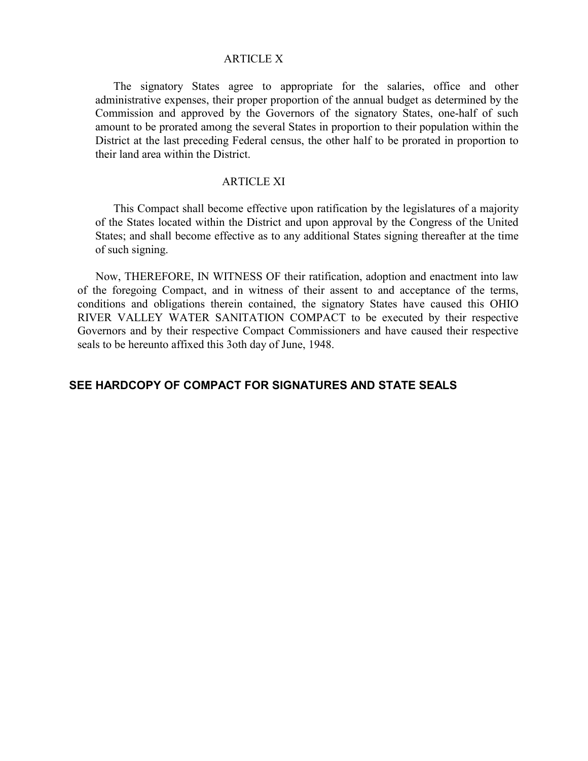## ARTICLE X

The signatory States agree to appropriate for the salaries, office and other administrative expenses, their proper proportion of the annual budget as determined by the Commission and approved by the Governors of the signatory States, one-half of such amount to be prorated among the several States in proportion to their population within the District at the last preceding Federal census, the other half to be prorated in proportion to their land area within the District.

## ARTICLE XI

This Compact shall become effective upon ratification by the legislatures of a majority of the States located within the District and upon approval by the Congress of the United States; and shall become effective as to any additional States signing thereafter at the time of such signing.

Now, THEREFORE, IN WITNESS OF their ratification, adoption and enactment into law of the foregoing Compact, and in witness of their assent to and acceptance of the terms, conditions and obligations therein contained, the signatory States have caused this OHIO RIVER VALLEY WATER SANITATION COMPACT to be executed by their respective Governors and by their respective Compact Commissioners and have caused their respective seals to be hereunto affixed this 3oth day of June, 1948.

**SEE HARDCOPY OF COMPACT FOR SIGNATURES AND STATE SEALS**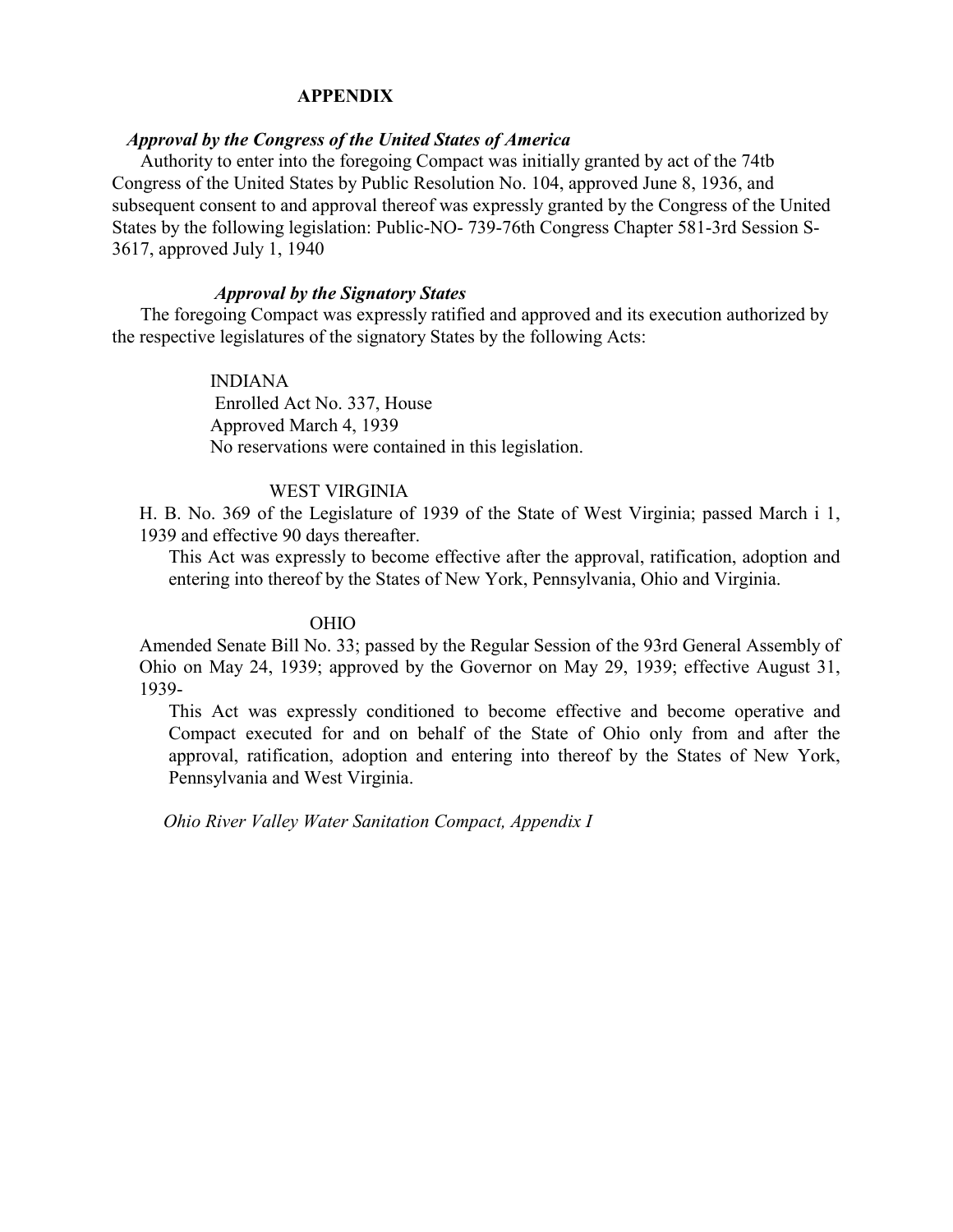## APPENDIX

### *Approval by the Congress of the United States of America*

Authority to enter into the foregoing Compact was initially granted by act of the 74tb Congress of the United States by Public Resolution No. 104, approved June 8, 1936, and subsequent consent to and approval thereof was expressly granted by the Congress of the United States by the following legislation: Public-NO- 739-76th Congress Chapter 581-3rd Session S-3617, approved July 1, 1940

### *Approval by the Signatory States*

The foregoing Compact was expressly ratified and approved and its execution authorized by the respective legislatures of the signatory States by the following Acts:

INDIANA
Enrolled Act No. 337, House
Approved March 4, 1939
No reservations were contained in this legislation.

WEST VIRGINIA

H. B. No. 369 of the Legislature of 1939 of the State of West Virginia; passed March i 1, 1939 and effective 90 days thereafter.

This Act was expressly to become effective after the approval, ratification, adoption and entering into thereof by the States of New York, Pennsylvania, Ohio and Virginia.

OHIO

Amended Senate Bill No. 33; passed by the Regular Session of the 93rd General Assembly of Ohio on May 24, 1939; approved by the Governor on May 29, 1939; effective August 31, 1939-

This Act was expressly conditioned to become effective and become operative and Compact executed for and on behalf of the State of Ohio only from and after the approval, ratification, adoption and entering into thereof by the States of New York, Pennsylvania and West Virginia.

*Ohio River Valley Water Sanitation Compact, Appendix I*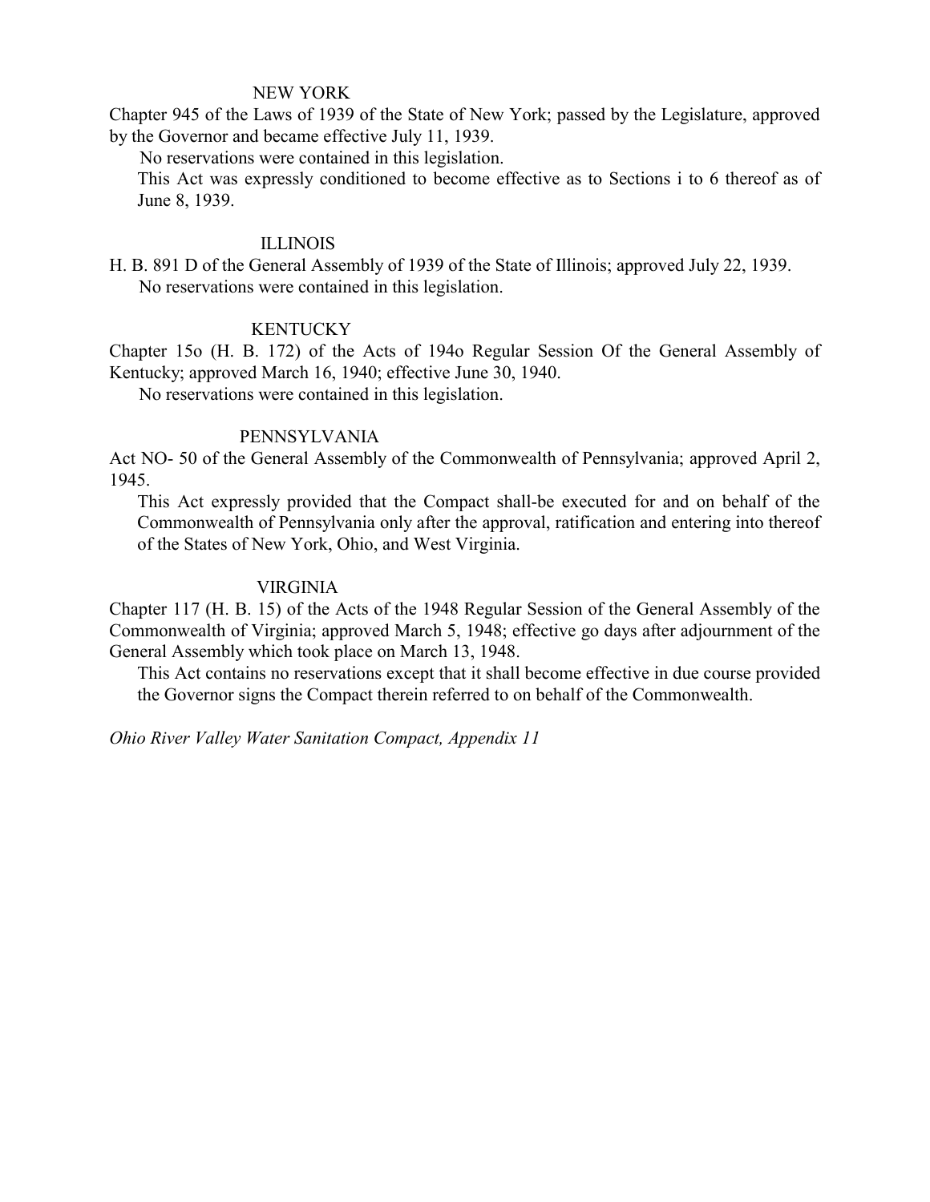NEW YORK

Chapter 945 of the Laws of 1939 of the State of New York; passed by the Legislature, approved by the Governor and became effective July 11, 1939.

No reservations were contained in this legislation.

This Act was expressly conditioned to become effective as to Sections i to 6 thereof as of June 8, 1939.

ILLINOIS

H. B. 891 D of the General Assembly of 1939 of the State of Illinois; approved July 22, 1939.

No reservations were contained in this legislation.

KENTUCKY

Chapter 15o (H. B. 172) of the Acts of 194o Regular Session Of the General Assembly of Kentucky; approved March 16, 1940; effective June 30, 1940.

No reservations were contained in this legislation.

PENNSYLVANIA

Act NO- 50 of the General Assembly of the Commonwealth of Pennsylvania; approved April 2, 1945.

This Act expressly provided that the Compact shall-be executed for and on behalf of the Commonwealth of Pennsylvania only after the approval, ratification and entering into thereof of the States of New York, Ohio, and West Virginia.

VIRGINIA

Chapter 117 (H. B. 15) of the Acts of the 1948 Regular Session of the General Assembly of the Commonwealth of Virginia; approved March 5, 1948; effective go days after adjournment of the General Assembly which took place on March 13, 1948.

This Act contains no reservations except that it shall become effective in due course provided the Governor signs the Compact therein referred to on behalf of the Commonwealth.

*Ohio River Valley Water Sanitation Compact, Appendix 11*